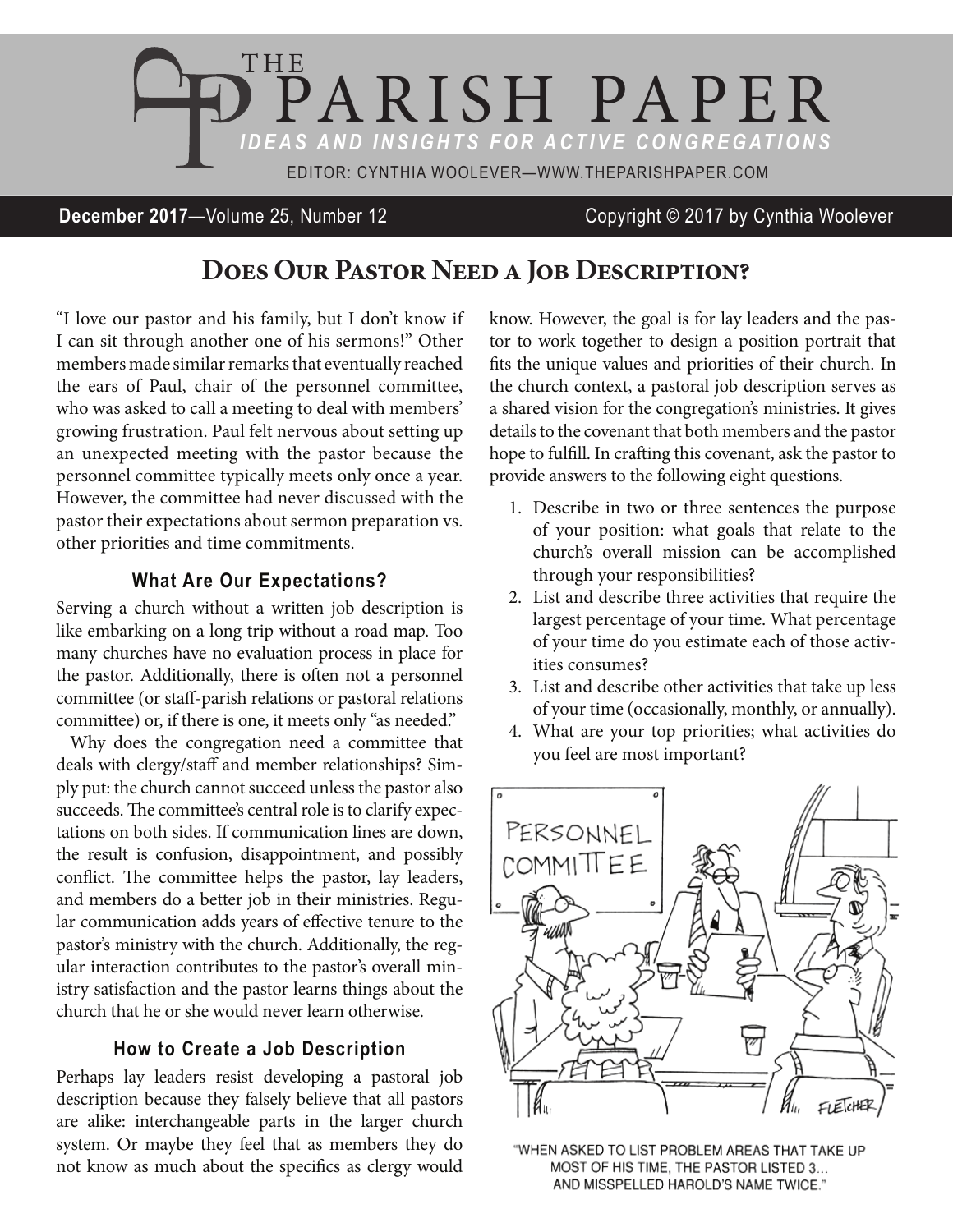# THE PARISH PAPER

*IDEAS AND INSIGHTS FOR ACTIVE CONGREGATIONS*

EDITOR: CYNTHIA WOOLEVER—WWW.THEPARISHPAPER.COM

**December 2017**—Volume 25, Number 12 Copyright © 2017 by Cynthia Woolever

## Does Our Pastor Need a Job Description?

"I love our pastor and his family, but I don't know if I can sit through another one of his sermons!" Other members made similar remarks that eventually reached the ears of Paul, chair of the personnel committee, who was asked to call a meeting to deal with members' growing frustration. Paul felt nervous about setting up an unexpected meeting with the pastor because the personnel committee typically meets only once a year. However, the committee had never discussed with the pastor their expectations about sermon preparation vs. other priorities and time commitments.

### What Are Our Expectations?

Serving a church without a written job description is like embarking on a long trip without a road map. Too many churches have no evaluation process in place for the pastor. Additionally, there is often not a personnel committee (or staff-parish relations or pastoral relations committee) or, if there is one, it meets only "as needed."

Why does the congregation need a committee that deals with clergy/staff and member relationships? Simply put: the church cannot succeed unless the pastor also succeeds. The committee's central role is to clarify expectations on both sides. If communication lines are down, the result is confusion, disappointment, and possibly conflict. The committee helps the pastor, lay leaders, and members do a better job in their ministries. Regular communication adds years of effective tenure to the pastor's ministry with the church. Additionally, the regular interaction contributes to the pastor's overall ministry satisfaction and the pastor learns things about the church that he or she would never learn otherwise.

### How to Create a Job Description

Perhaps lay leaders resist developing a pastoral job description because they falsely believe that all pastors are alike: interchangeable parts in the larger church system. Or maybe they feel that as members they do not know as much about the specifics as clergy would know. However, the goal is for lay leaders and the pastor to work together to design a position portrait that fits the unique values and priorities of their church. In the church context, a pastoral job description serves as a shared vision for the congregation's ministries. It gives details to the covenant that both members and the pastor hope to fulfill. In crafting this covenant, ask the pastor to provide answers to the following eight questions.

1. Describe in two or three sentences the purpose of your position: what goals that relate to the church's overall mission can be accomplished through your responsibilities?
2. List and describe three activities that require the largest percentage of your time. What percentage of your time do you estimate each of those activities consumes?
3. List and describe other activities that take up less of your time (occasionally, monthly, or annually).
4. What are your top priorities; what activities do you feel are most important?

"WHEN ASKED TO LIST PROBLEM AREAS THAT TAKE UP MOST OF HIS TIME, THE PASTOR LISTED 3... AND MISSPELLED HAROLD'S NAME TWICE."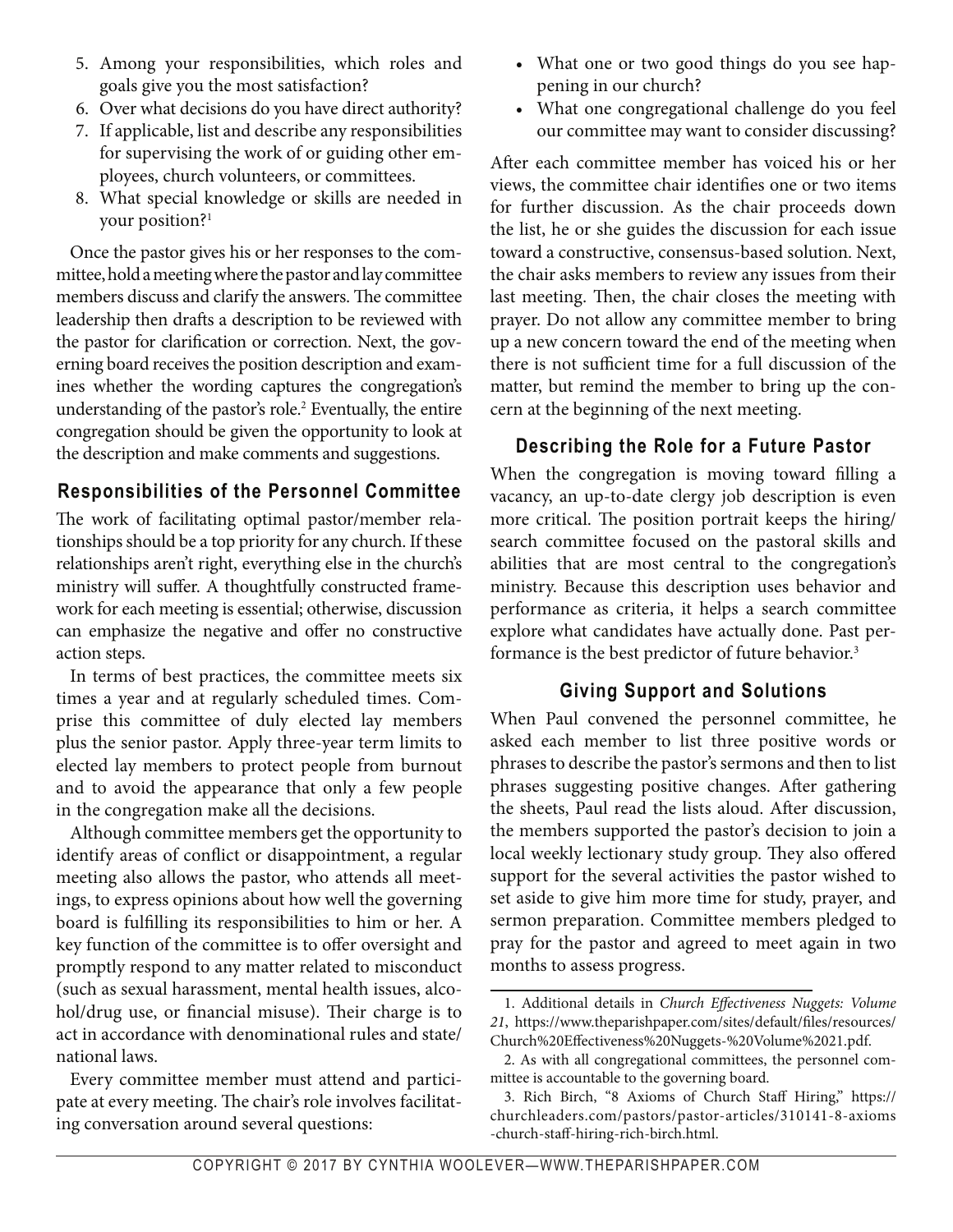5. Among your responsibilities, which roles and goals give you the most satisfaction?
6. Over what decisions do you have direct authority?
7. If applicable, list and describe any responsibilities for supervising the work of or guiding other employees, church volunteers, or committees.
8. What special knowledge or skills are needed in your position?[1]

Once the pastor gives his or her responses to the committee, hold a meeting where the pastor and lay committee members discuss and clarify the answers. The committee leadership then drafts a description to be reviewed with the pastor for clarification or correction. Next, the governing board receives the position description and examines whether the wording captures the congregation's understanding of the pastor's role.[2] Eventually, the entire congregation should be given the opportunity to look at the description and make comments and suggestions.

### Responsibilities of the Personnel Committee

The work of facilitating optimal pastor/member relationships should be a top priority for any church. If these relationships aren't right, everything else in the church's ministry will suffer. A thoughtfully constructed framework for each meeting is essential; otherwise, discussion can emphasize the negative and offer no constructive action steps.

In terms of best practices, the committee meets six times a year and at regularly scheduled times. Comprise this committee of duly elected lay members plus the senior pastor. Apply three-year term limits to elected lay members to protect people from burnout and to avoid the appearance that only a few people in the congregation make all the decisions.

Although committee members get the opportunity to identify areas of conflict or disappointment, a regular meeting also allows the pastor, who attends all meetings, to express opinions about how well the governing board is fulfilling its responsibilities to him or her. A key function of the committee is to offer oversight and promptly respond to any matter related to misconduct (such as sexual harassment, mental health issues, alcohol/drug use, or financial misuse). Their charge is to act in accordance with denominational rules and state/national laws.

Every committee member must attend and participate at every meeting. The chair's role involves facilitating conversation around several questions:

- What one or two good things do you see happening in our church?
- What one congregational challenge do you feel our committee may want to consider discussing?

After each committee member has voiced his or her views, the committee chair identifies one or two items for further discussion. As the chair proceeds down the list, he or she guides the discussion for each issue toward a constructive, consensus-based solution. Next, the chair asks members to review any issues from their last meeting. Then, the chair closes the meeting with prayer. Do not allow any committee member to bring up a new concern toward the end of the meeting when there is not sufficient time for a full discussion of the matter, but remind the member to bring up the concern at the beginning of the next meeting.

### Describing the Role for a Future Pastor

When the congregation is moving toward filling a vacancy, an up-to-date clergy job description is even more critical. The position portrait keeps the hiring/search committee focused on the pastoral skills and abilities that are most central to the congregation's ministry. Because this description uses behavior and performance as criteria, it helps a search committee explore what candidates have actually done. Past performance is the best predictor of future behavior.[3]

### Giving Support and Solutions

When Paul convened the personnel committee, he asked each member to list three positive words or phrases to describe the pastor's sermons and then to list phrases suggesting positive changes. After gathering the sheets, Paul read the lists aloud. After discussion, the members supported the pastor's decision to join a local weekly lectionary study group. They also offered support for the several activities the pastor wished to set aside to give him more time for study, prayer, and sermon preparation. Committee members pledged to pray for the pastor and agreed to meet again in two months to assess progress.

---

1. Additional details in *Church Effectiveness Nuggets: Volume 21*, https://www.theparishpaper.com/sites/default/files/resources/Church%20Effectiveness%20Nuggets-%20Volume%2021.pdf.

2. As with all congregational committees, the personnel committee is accountable to the governing board.

3. Rich Birch, "8 Axioms of Church Staff Hiring," https://churchleaders.com/pastors/pastor-articles/310141-8-axioms-church-staff-hiring-rich-birch.html.

COPYRIGHT © 2017 BY CYNTHIA WOOLEVER—WWW.THEPARISHPAPER.COM